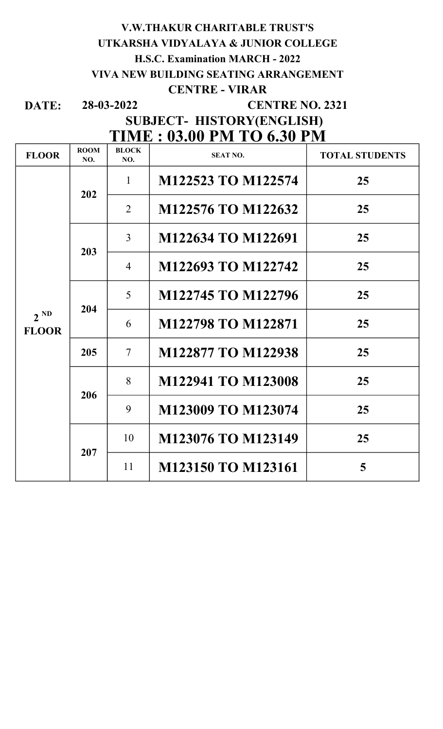**V.W.THAKUR CHARITABLE TRUST'S**

**UTKARSHA VIDYALAYA & JUNIOR COLLEGE**

**H.S.C. Examination MARCH - 2022**

**VIVA NEW BUILDING SEATING ARRANGEMENT**

**CENTRE - VIRAR**

**DATE:** **28-03-2022** **CENTRE NO. 2321**

**SUBJECT- HISTORY(ENGLISH)**

## TIME : 03.00 PM TO 6.30 PM

| FLOOR | ROOM NO. | BLOCK NO. | SEAT NO. | TOTAL STUDENTS |
|---|---|---|---|---|
| 2 ND FLOOR | 202 | 1 | M122523 TO M122574 | 25 |
| | | 2 | M122576 TO M122632 | 25 |
| | 203 | 3 | M122634 TO M122691 | 25 |
| | | 4 | M122693 TO M122742 | 25 |
| | 204 | 5 | M122745 TO M122796 | 25 |
| | | 6 | M122798 TO M122871 | 25 |
| | 205 | 7 | M122877 TO M122938 | 25 |
| | 206 | 8 | M122941 TO M123008 | 25 |
| | | 9 | M123009 TO M123074 | 25 |
| | 207 | 10 | M123076 TO M123149 | 25 |
| | | 11 | M123150 TO M123161 | 5 |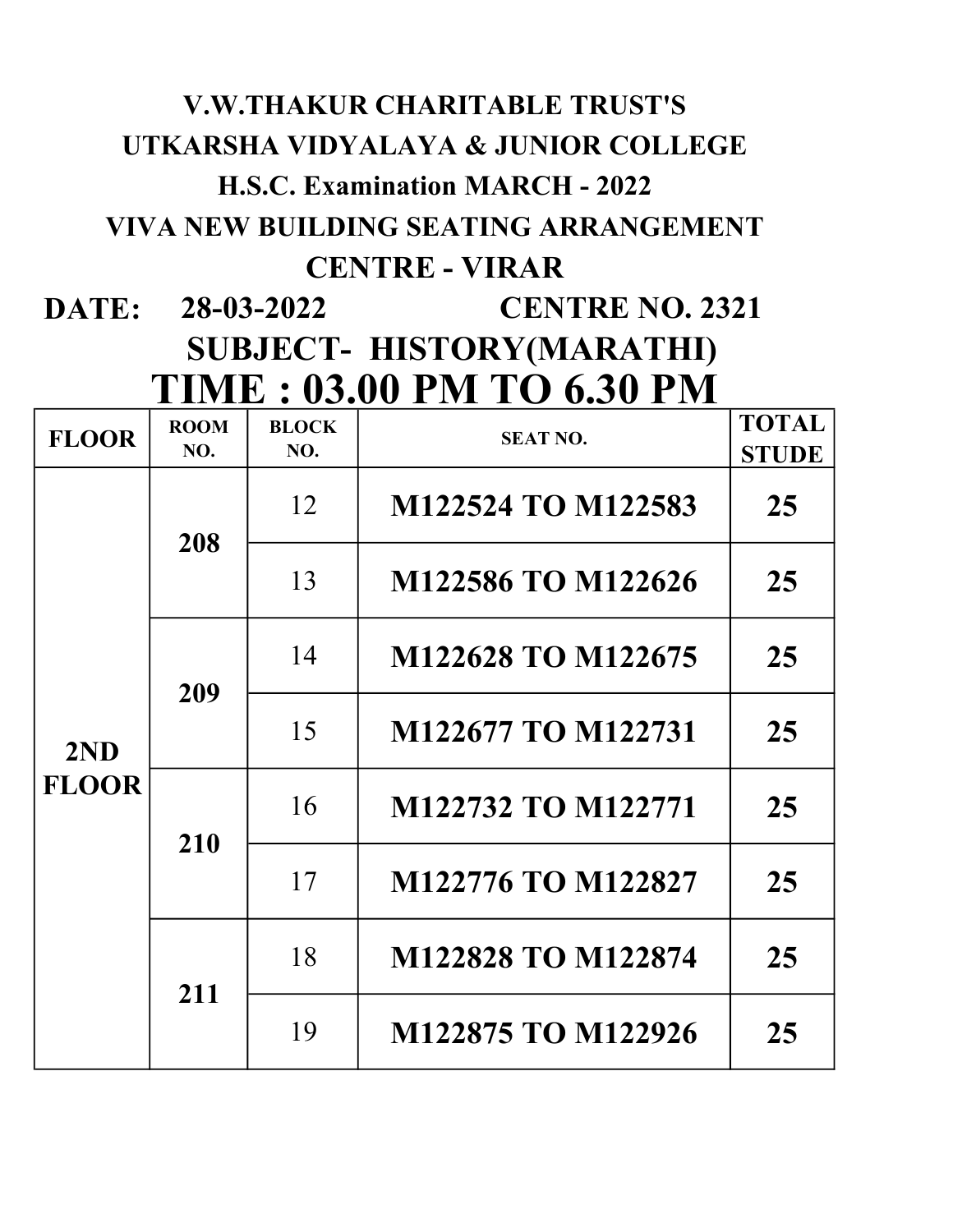**V.W.THAKUR CHARITABLE TRUST'S**

**UTKARSHA VIDYALAYA & JUNIOR COLLEGE**

**H.S.C. Examination MARCH - 2022**

**VIVA NEW BUILDING SEATING ARRANGEMENT**

**CENTRE - VIRAR**

**DATE: 28-03-2022 CENTRE NO. 2321**

**SUBJECT- HISTORY(MARATHI)**

# TIME : 03.00 PM TO 6.30 PM

| FLOOR | ROOM NO. | BLOCK NO. | SEAT NO. | TOTAL STUDE |
|---|---|---|---|---|
| 2ND FLOOR | 208 | 12 | M122524 TO M122583 | 25 |
| | | 13 | M122586 TO M122626 | 25 |
| | 209 | 14 | M122628 TO M122675 | 25 |
| | | 15 | M122677 TO M122731 | 25 |
| | 210 | 16 | M122732 TO M122771 | 25 |
| | | 17 | M122776 TO M122827 | 25 |
| | 211 | 18 | M122828 TO M122874 | 25 |
| | | 19 | M122875 TO M122926 | 25 |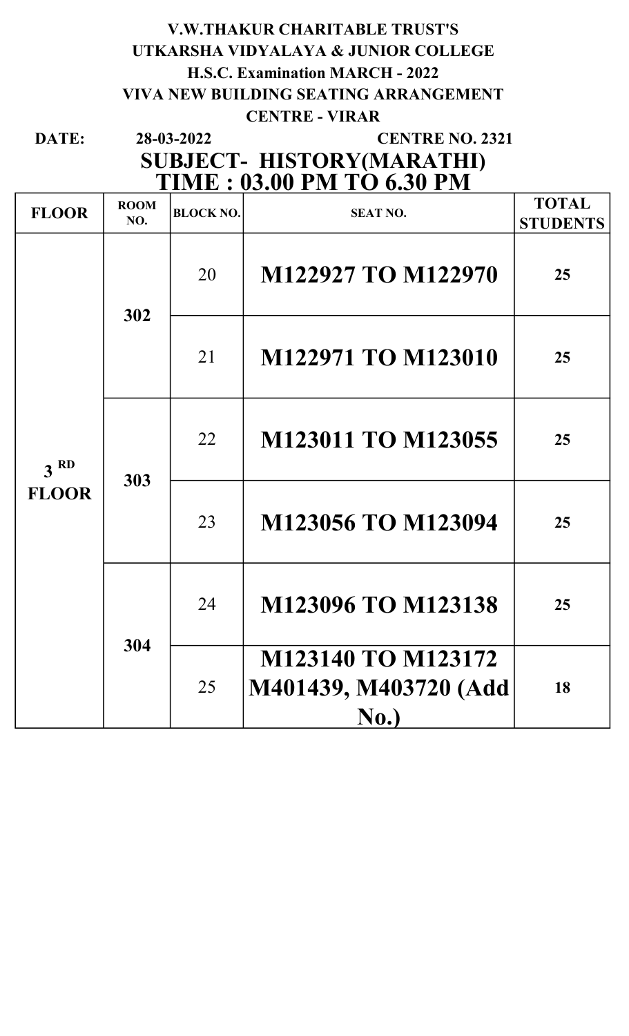**V.W.THAKUR CHARITABLE TRUST'S**

**UTKARSHA VIDYALAYA & JUNIOR COLLEGE**

**H.S.C. Examination MARCH - 2022**

**VIVA NEW BUILDING SEATING ARRANGEMENT**

**CENTRE - VIRAR**

**DATE: 28-03-2022 CENTRE NO. 2321**

## SUBJECT- HISTORY(MARATHI)

## TIME : 03.00 PM TO 6.30 PM

| FLOOR | ROOM NO. | BLOCK NO. | SEAT NO. | TOTAL STUDENTS |
|---|---|---|---|---|
| 3 RD FLOOR | 302 | 20 | M122927 TO M122970 | 25 |
| | | 21 | M122971 TO M123010 | 25 |
| | 303 | 22 | M123011 TO M123055 | 25 |
| | | 23 | M123056 TO M123094 | 25 |
| | 304 | 24 | M123096 TO M123138 | 25 |
| | | 25 | M123140 TO M123172 M401439, M403720 (Add No.) | 18 |